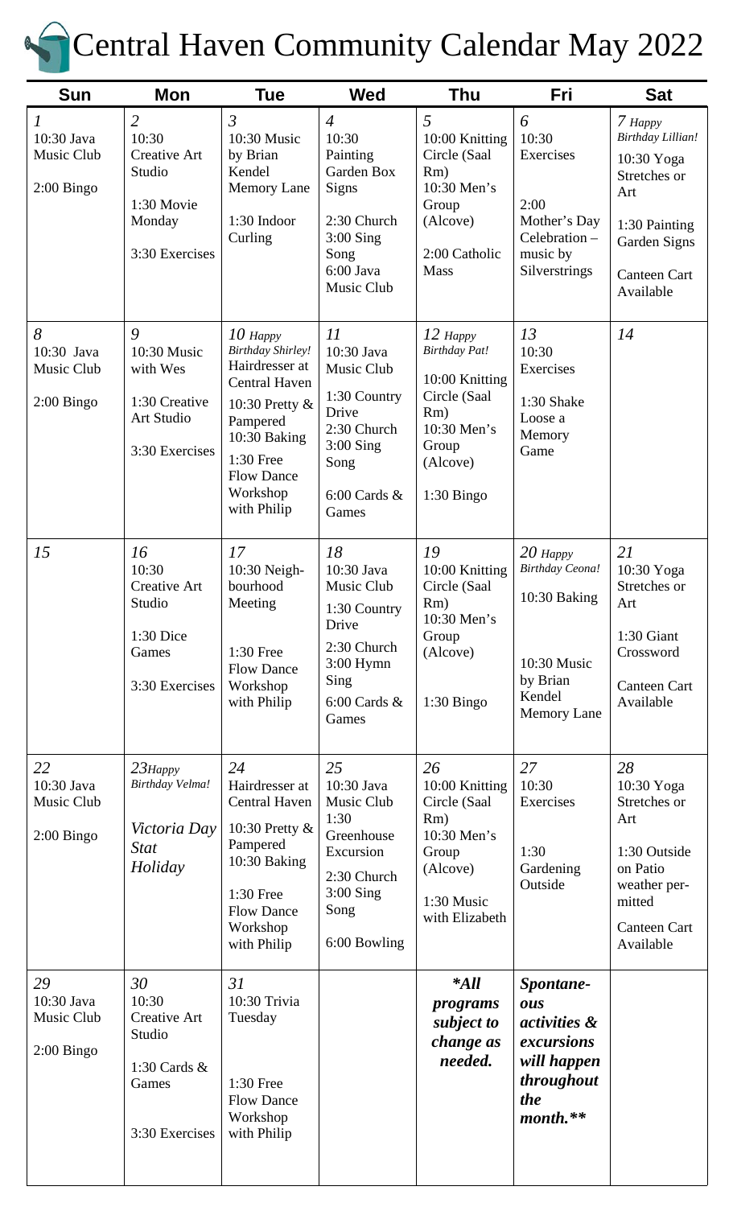# Central Haven Community Calendar May 2022

| Sun | Mon | Tue | Wed | Thu | Fri | Sat |
|---|---|---|---|---|---|---|
| *1*<br>10:30 Java Music Club<br>2:00 Bingo | *2*<br>10:30 Creative Art Studio<br>1:30 Movie Monday<br>3:30 Exercises | *3*<br>10:30 Music by Brian Kendel Memory Lane<br>1:30 Indoor Curling | *4*<br>10:30 Painting Garden Box Signs<br>2:30 Church<br>3:00 Sing Song<br>6:00 Java Music Club | *5*<br>10:00 Knitting Circle (Saal Rm)<br>10:30 Men's Group (Alcove)<br>2:00 Catholic Mass | *6*<br>10:30 Exercises<br>2:00 Mother's Day Celebration – music by Silverstrings | *7* *Happy Birthday Lillian!*<br>10:30 Yoga Stretches or Art<br>1:30 Painting Garden Signs<br>Canteen Cart Available |
| *8*<br>10:30 Java Music Club<br>2:00 Bingo | *9*<br>10:30 Music with Wes<br>1:30 Creative Art Studio<br>3:30 Exercises | *10* *Happy Birthday Shirley!*<br>Hairdresser at Central Haven<br>10:30 Pretty & Pampered<br>10:30 Baking<br>1:30 Free Flow Dance Workshop with Philip | *11*<br>10:30 Java Music Club<br>1:30 Country Drive<br>2:30 Church<br>3:00 Sing Song<br>6:00 Cards & Games | *12* *Happy Birthday Pat!*<br>10:00 Knitting Circle (Saal Rm)<br>10:30 Men's Group (Alcove)<br>1:30 Bingo | *13*<br>10:30 Exercises<br>1:30 Shake Loose a Memory Game | *14* |
| *15* | *16*<br>10:30 Creative Art Studio<br>1:30 Dice Games<br>3:30 Exercises | *17*<br>10:30 Neigh-bourhood Meeting<br>1:30 Free Flow Dance Workshop with Philip | *18*<br>10:30 Java Music Club<br>1:30 Country Drive<br>2:30 Church<br>3:00 Hymn Sing<br>6:00 Cards & Games | *19*<br>10:00 Knitting Circle (Saal Rm)<br>10:30 Men's Group (Alcove)<br>1:30 Bingo | *20* *Happy Birthday Ceona!*<br>10:30 Baking<br>10:30 Music by Brian Kendel Memory Lane | *21*<br>10:30 Yoga Stretches or Art<br>1:30 Giant Crossword<br>Canteen Cart Available |
| *22*<br>10:30 Java Music Club<br>2:00 Bingo | *23* *Happy Birthday Velma!*<br>*Victoria Day Stat Holiday* | *24*<br>Hairdresser at Central Haven<br>10:30 Pretty & Pampered<br>10:30 Baking<br>1:30 Free Flow Dance Workshop with Philip | *25*<br>10:30 Java Music Club<br>1:30 Greenhouse Excursion<br>2:30 Church<br>3:00 Sing Song<br>6:00 Bowling | *26*<br>10:00 Knitting Circle (Saal Rm)<br>10:30 Men's Group (Alcove)<br>1:30 Music with Elizabeth | *27*<br>10:30 Exercises<br>1:30 Gardening Outside | *28*<br>10:30 Yoga Stretches or Art<br>1:30 Outside on Patio weather per-mitted<br>Canteen Cart Available |
| *29*<br>10:30 Java Music Club<br>2:00 Bingo | *30*<br>10:30 Creative Art Studio<br>1:30 Cards & Games<br>3:30 Exercises | *31*<br>10:30 Trivia Tuesday<br>1:30 Free Flow Dance Workshop with Philip | | ***All programs subject to change as needed.*** | ***Spontane-ous activities & excursions will happen throughout the month.**** | |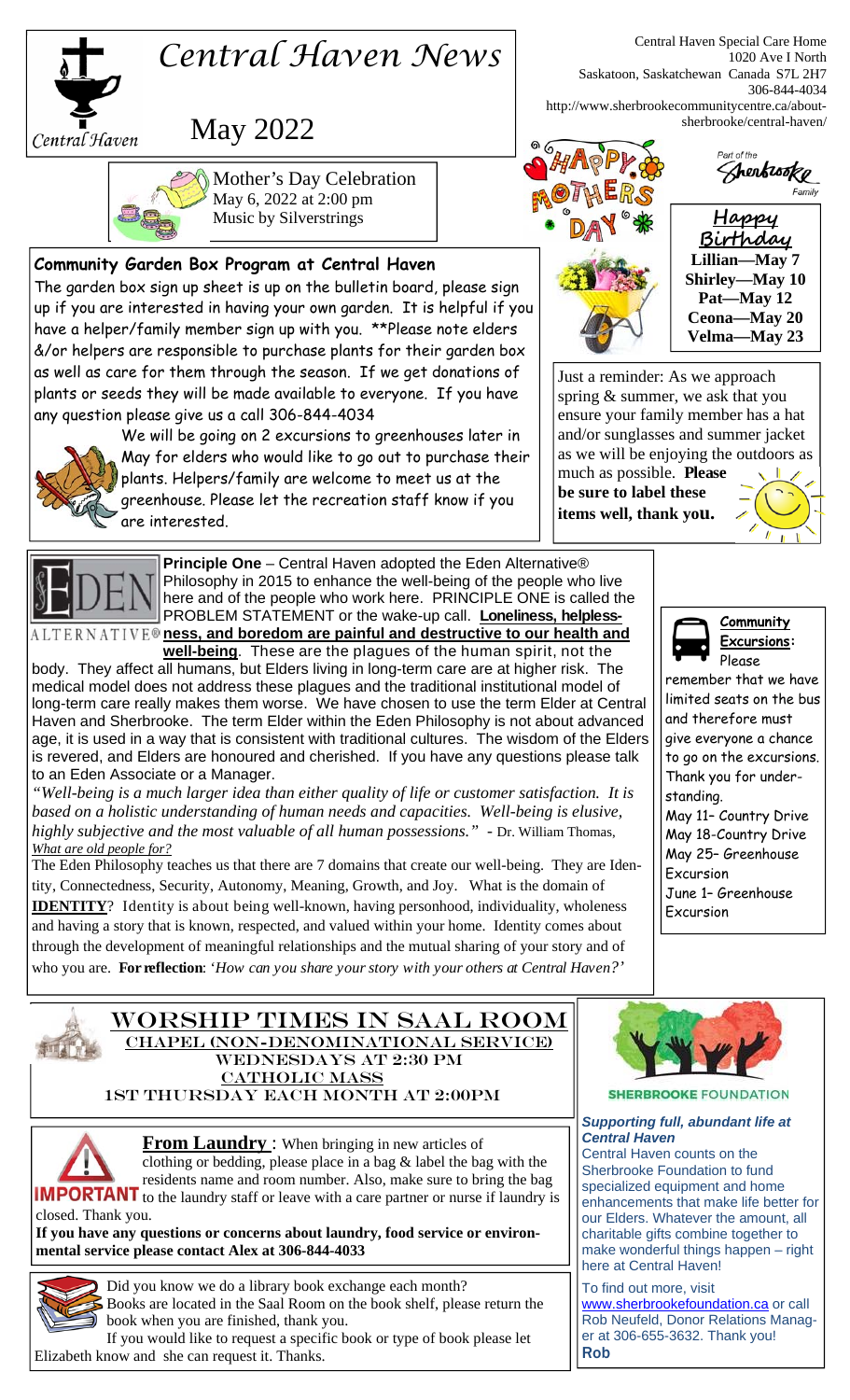# Central Haven News

## May 2022

Central Haven Special Care Home
1020 Ave I North
Saskatoon, Saskatchewan Canada S7L 2H7
306-844-4034
http://www.sherbrookecommunitycentre.ca/about-sherbrooke/central-haven/

Mother's Day Celebration
May 6, 2022 at 2:00 pm
Music by Silverstrings

HAPPY MOTHERS DAY

Part of the Sherbrooke Family

### Happy Birthday

**Lillian—May 7**
**Shirley—May 10**
**Pat—May 12**
**Ceona—May 20**
**Velma—May 23**

### Community Garden Box Program at Central Haven

The garden box sign up sheet is up on the bulletin board, please sign up if you are interested in having your own garden. It is helpful if you have a helper/family member sign up with you. **Please note elders &/or helpers are responsible to purchase plants for their garden box as well as care for them through the season. If we get donations of plants or seeds they will be made available to everyone. If you have any question please give us a call 306-844-4034

We will be going on 2 excursions to greenhouses later in May for elders who would like to go out to purchase their plants. Helpers/family are welcome to meet us at the greenhouse. Please let the recreation staff know if you are interested.

Just a reminder: As we approach spring & summer, we ask that you ensure your family member has a hat and/or sunglasses and summer jacket as we will be enjoying the outdoors as much as possible. **Please be sure to label these items well, thank you.**

**Principle One** – Central Haven adopted the Eden Alternative® Philosophy in 2015 to enhance the well-being of the people who live here and of the people who work here. PRINCIPLE ONE is called the PROBLEM STATEMENT or the wake-up call. **Loneliness, helplessness, and boredom are painful and destructive to our health and well-being**. These are the plagues of the human spirit, not the body. They affect all humans, but Elders living in long-term care are at higher risk. The medical model does not address these plagues and the traditional institutional model of long-term care really makes them worse. We have chosen to use the term Elder at Central Haven and Sherbrooke. The term Elder within the Eden Philosophy is not about advanced age, it is used in a way that is consistent with traditional cultures. The wisdom of the Elders is revered, and Elders are honoured and cherished. If you have any questions please talk to an Eden Associate or a Manager.

*"Well-being is a much larger idea than either quality of life or customer satisfaction. It is based on a holistic understanding of human needs and capacities. Well-being is elusive, highly subjective and the most valuable of all human possessions."* - Dr. William Thomas, *What are old people for?*

The Eden Philosophy teaches us that there are 7 domains that create our well-being. They are Identity, Connectedness, Security, Autonomy, Meaning, Growth, and Joy. What is the domain of **IDENTITY**? Identity is about being well-known, having personhood, individuality, wholeness and having a story that is known, respected, and valued within your home. Identity comes about through the development of meaningful relationships and the mutual sharing of your story and of who you are. **For reflection**: '*How can you share your story with your others at Central Haven?*'

### Community Excursions:

Please remember that we have limited seats on the bus and therefore must give everyone a chance to go on the excursions. Thank you for understanding.

May 11– Country Drive
May 18-Country Drive
May 25– Greenhouse Excursion
June 1– Greenhouse Excursion

## Worship Times in Saal Room

Chapel (Non-Denominational Service)
Wednesdays at 2:30 pm
Catholic Mass
1st Thursday each month at 2:00pm

**From Laundry** : When bringing in new articles of clothing or bedding, please place in a bag & label the bag with the residents name and room number. Also, make sure to bring the bag to the laundry staff or leave with a care partner or nurse if laundry is closed. Thank you.

**If you have any questions or concerns about laundry, food service or environmental service please contact Alex at 306-844-4033**

Did you know we do a library book exchange each month? Books are located in the Saal Room on the book shelf, please return the book when you are finished, thank you.

If you would like to request a specific book or type of book please let Elizabeth know and she can request it. Thanks.

SHERBROOKE FOUNDATION

***Supporting full, abundant life at Central Haven***

Central Haven counts on the Sherbrooke Foundation to fund specialized equipment and home enhancements that make life better for our Elders. Whatever the amount, all charitable gifts combine together to make wonderful things happen – right here at Central Haven!

To find out more, visit www.sherbrookefoundation.ca or call Rob Neufeld, Donor Relations Manager at 306-655-3632. Thank you!
**Rob**